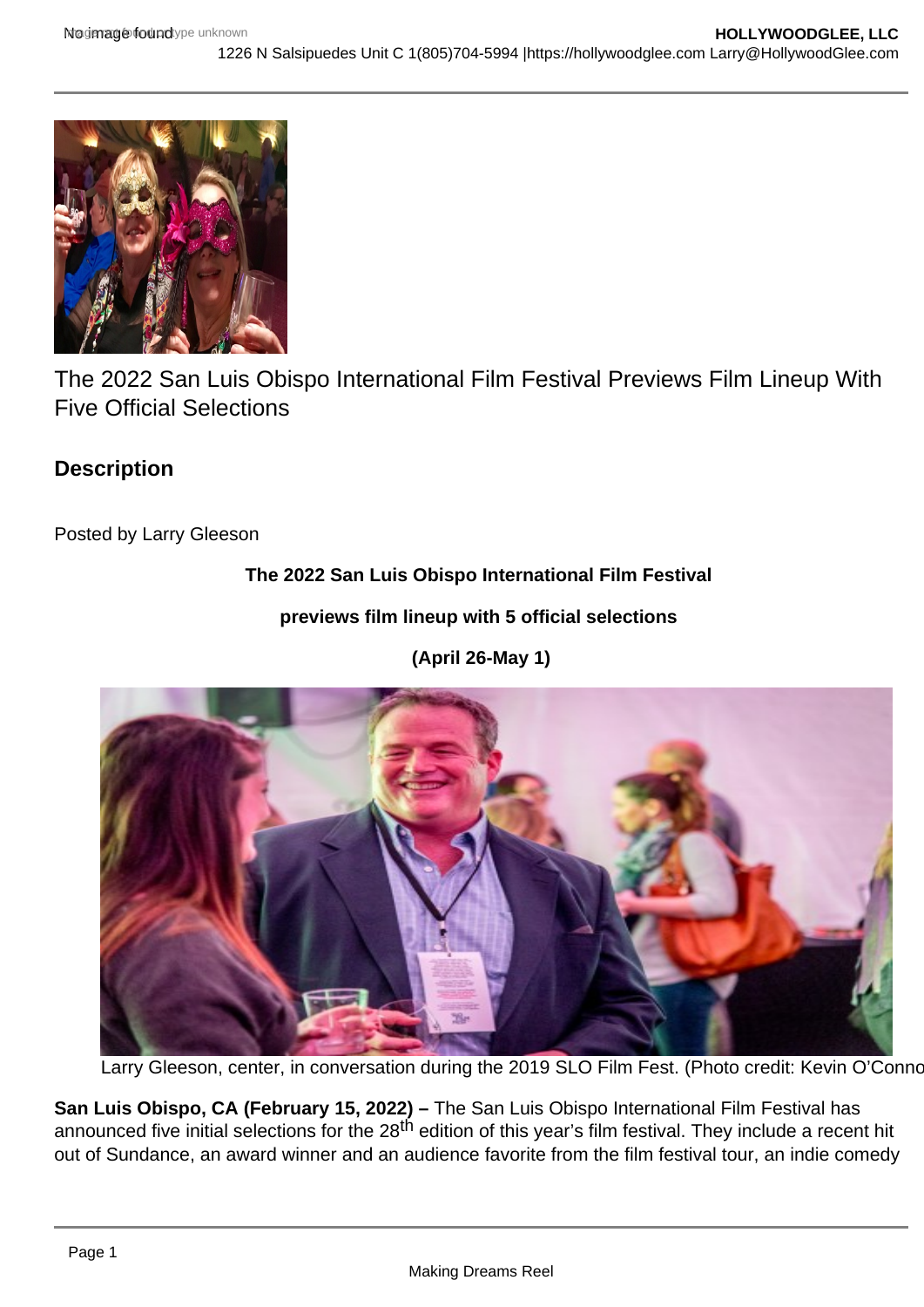# The 2022 San Luis Obispo International Film Festival Previews Film Lineup With Five Official Selections

## Description

Posted by Larry Gleeson

**The 2022 San Luis Obispo International Film Festival**

**previews film lineup with 5 official selections**

**(April 26-May 1)**

Larry Gleeson, center, in conversation during the 2019 SLO Film Fest. (Photo credit: Kevin O'Conno

**San Luis Obispo, CA (February 15, 2022) –** The San Luis Obispo International Film Festival has announced five initial selections for the 28th edition of this year's film festival. They include a recent hit out of Sundance, an award winner and an audience favorite from the film festival tour, an indie comedy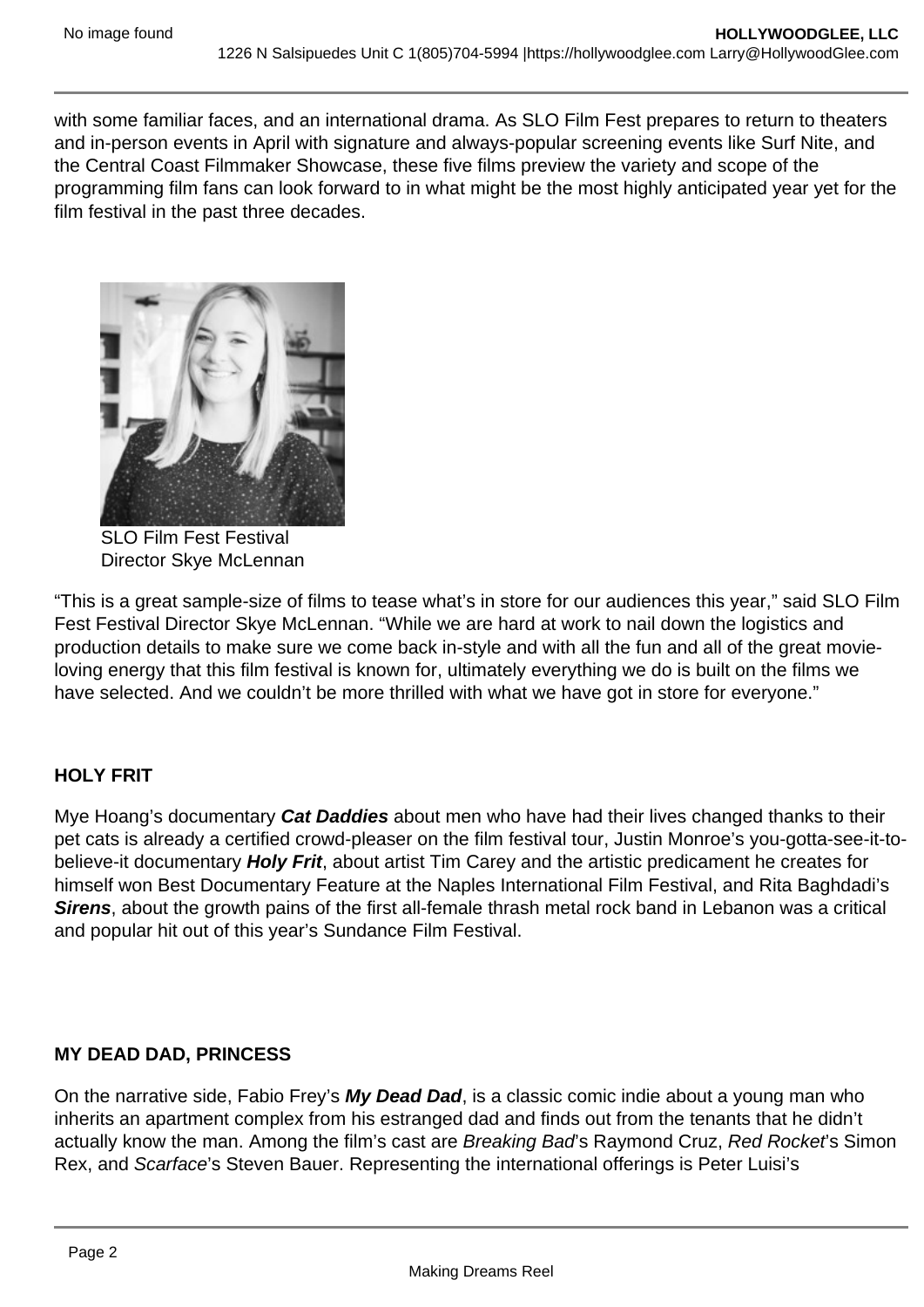with some familiar faces, and an international drama. As SLO Film Fest prepares to return to theaters and in-person events in April with signature and always-popular screening events like Surf Nite, and the Central Coast Filmmaker Showcase, these five films preview the variety and scope of the programming film fans can look forward to in what might be the most highly anticipated year yet for the film festival in the past three decades.

SLO Film Fest Festival Director Skye McLennan

“This is a great sample-size of films to tease what’s in store for our audiences this year,” said SLO Film Fest Festival Director Skye McLennan. “While we are hard at work to nail down the logistics and production details to make sure we come back in-style and with all the fun and all of the great movie-loving energy that this film festival is known for, ultimately everything we do is built on the films we have selected. And we couldn’t be more thrilled with what we have got in store for everyone.”

**HOLY FRIT**

Mye Hoang’s documentary ***Cat Daddies*** about men who have had their lives changed thanks to their pet cats is already a certified crowd-pleaser on the film festival tour, Justin Monroe’s you-gotta-see-it-to-believe-it documentary ***Holy Frit***, about artist Tim Carey and the artistic predicament he creates for himself won Best Documentary Feature at the Naples International Film Festival, and Rita Baghdadi’s ***Sirens***, about the growth pains of the first all-female thrash metal rock band in Lebanon was a critical and popular hit out of this year’s Sundance Film Festival.

**MY DEAD DAD, PRINCESS**

On the narrative side, Fabio Frey’s ***My Dead Dad***, is a classic comic indie about a young man who inherits an apartment complex from his estranged dad and finds out from the tenants that he didn’t actually know the man. Among the film’s cast are *Breaking Bad*’s Raymond Cruz, *Red Rocket*’s Simon Rex, and *Scarface*’s Steven Bauer. Representing the international offerings is Peter Luisi’s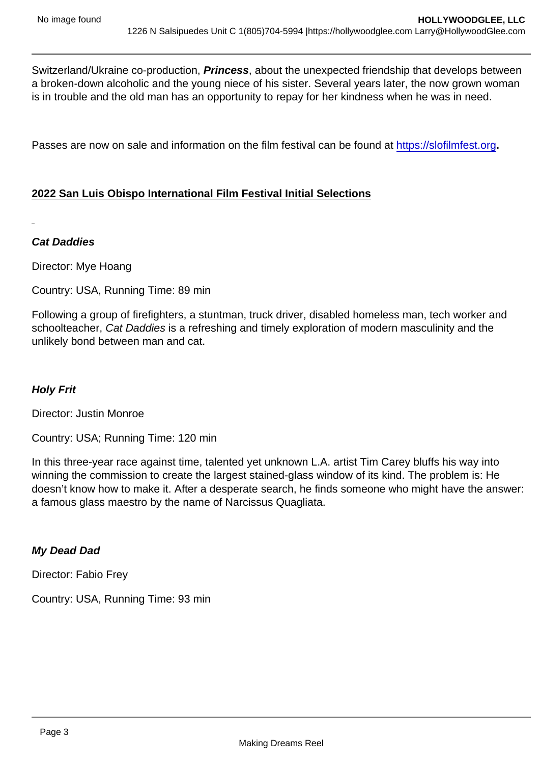Switzerland/Ukraine co-production, ***Princess***, about the unexpected friendship that develops between a broken-down alcoholic and the young niece of his sister. Several years later, the now grown woman is in trouble and the old man has an opportunity to repay for her kindness when he was in need.

Passes are now on sale and information on the film festival can be found at [https://slofilmfest.org](https://slofilmfest.org)**.**

**2022 San Luis Obispo International Film Festival Initial Selections**

***Cat Daddies***

Director: Mye Hoang

Country: USA, Running Time: 89 min

Following a group of firefighters, a stuntman, truck driver, disabled homeless man, tech worker and schoolteacher, *Cat Daddies* is a refreshing and timely exploration of modern masculinity and the unlikely bond between man and cat.

***Holy Frit***

Director: Justin Monroe

Country: USA; Running Time: 120 min

In this three-year race against time, talented yet unknown L.A. artist Tim Carey bluffs his way into winning the commission to create the largest stained-glass window of its kind. The problem is: He doesn't know how to make it. After a desperate search, he finds someone who might have the answer: a famous glass maestro by the name of Narcissus Quagliata.

***My Dead Dad***

Director: Fabio Frey

Country: USA, Running Time: 93 min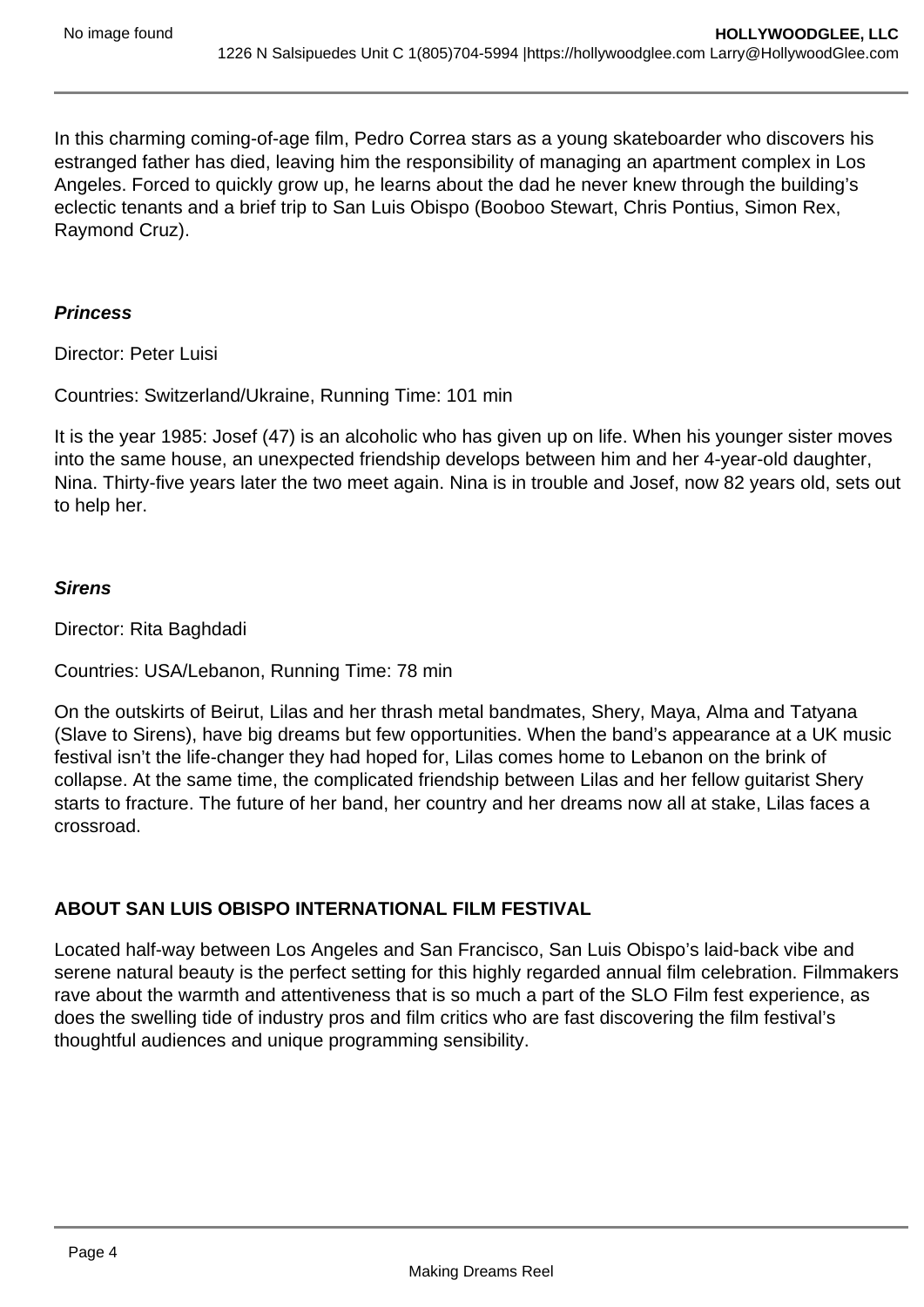In this charming coming-of-age film, Pedro Correa stars as a young skateboarder who discovers his estranged father has died, leaving him the responsibility of managing an apartment complex in Los Angeles. Forced to quickly grow up, he learns about the dad he never knew through the building's eclectic tenants and a brief trip to San Luis Obispo (Booboo Stewart, Chris Pontius, Simon Rex, Raymond Cruz).

***Princess***

Director: Peter Luisi

Countries: Switzerland/Ukraine, Running Time: 101 min

It is the year 1985: Josef (47) is an alcoholic who has given up on life. When his younger sister moves into the same house, an unexpected friendship develops between him and her 4-year-old daughter, Nina. Thirty-five years later the two meet again. Nina is in trouble and Josef, now 82 years old, sets out to help her.

***Sirens***

Director: Rita Baghdadi

Countries: USA/Lebanon, Running Time: 78 min

On the outskirts of Beirut, Lilas and her thrash metal bandmates, Shery, Maya, Alma and Tatyana (Slave to Sirens), have big dreams but few opportunities. When the band's appearance at a UK music festival isn't the life-changer they had hoped for, Lilas comes home to Lebanon on the brink of collapse. At the same time, the complicated friendship between Lilas and her fellow guitarist Shery starts to fracture. The future of her band, her country and her dreams now all at stake, Lilas faces a crossroad.

**ABOUT SAN LUIS OBISPO INTERNATIONAL FILM FESTIVAL**

Located half-way between Los Angeles and San Francisco, San Luis Obispo's laid-back vibe and serene natural beauty is the perfect setting for this highly regarded annual film celebration. Filmmakers rave about the warmth and attentiveness that is so much a part of the SLO Film fest experience, as does the swelling tide of industry pros and film critics who are fast discovering the film festival's thoughtful audiences and unique programming sensibility.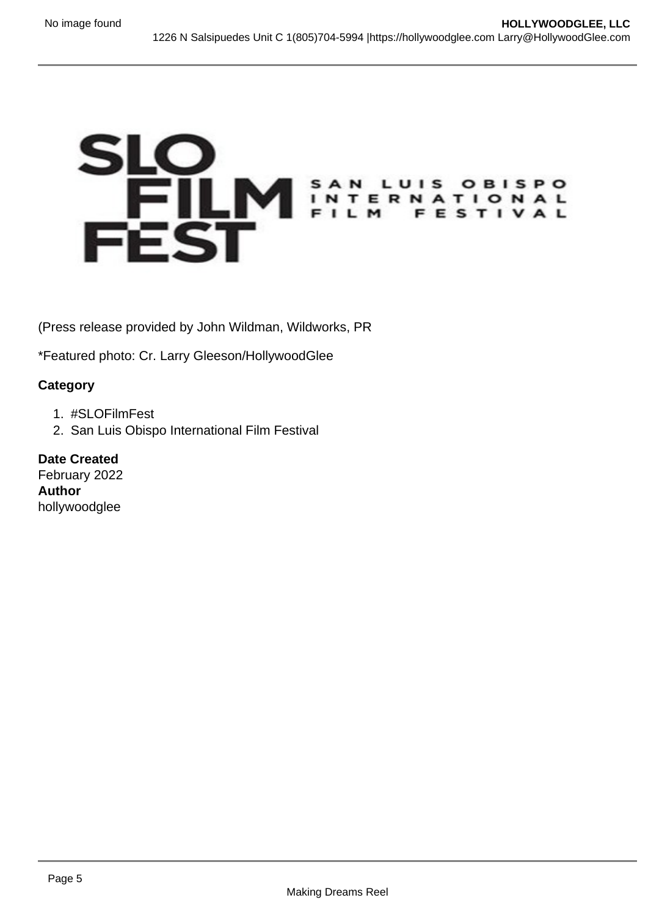(Press release provided by John Wildman, Wildworks, PR

*Featured photo: Cr. Larry Gleeson/HollywoodGlee

**Category**

1. #SLOFilmFest
2. San Luis Obispo International Film Festival

**Date Created**
February 2022
**Author**
hollywoodglee